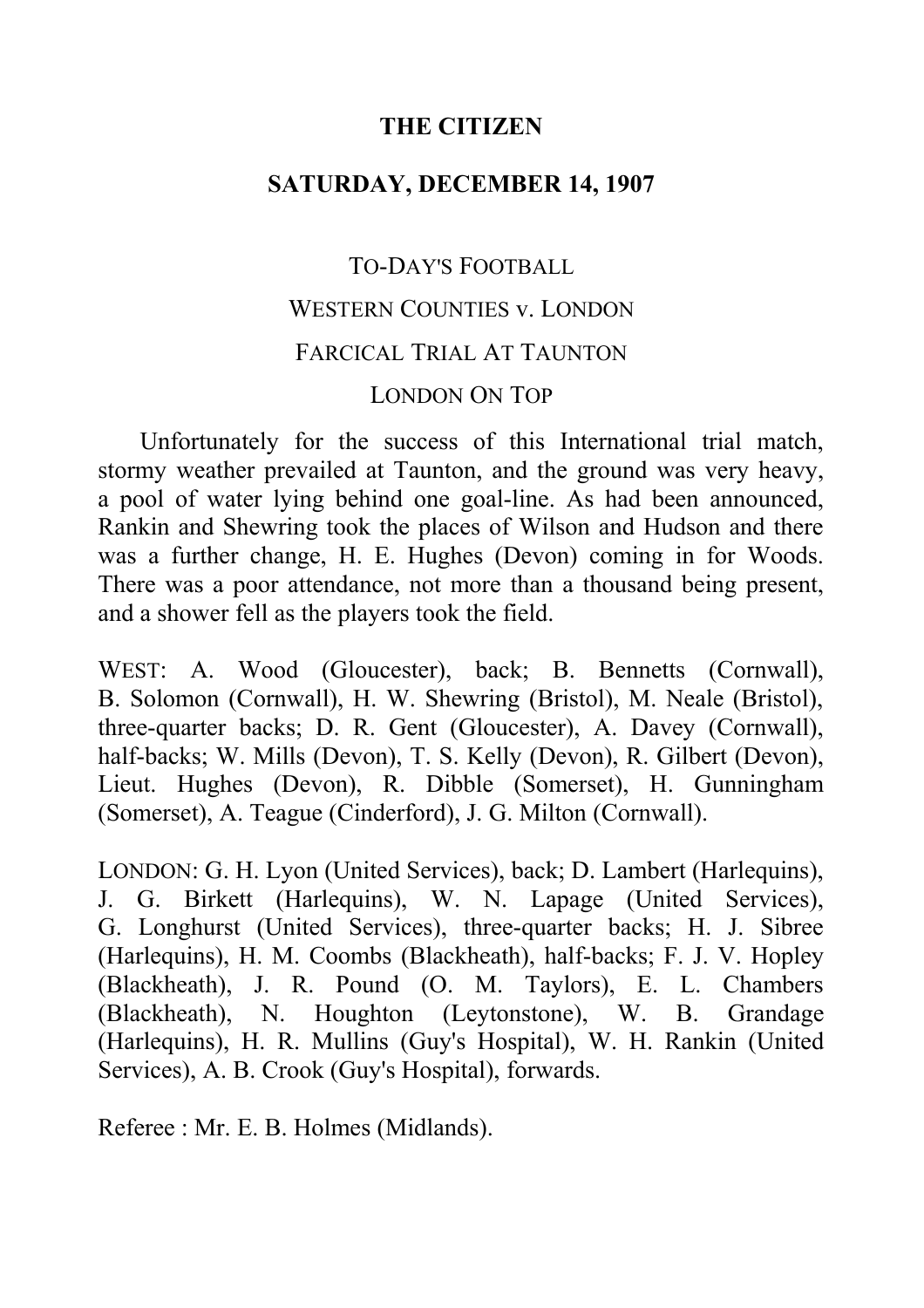**THE CITIZEN**

**SATURDAY, DECEMBER 14, 1907**

TO-DAY'S FOOTBALL

WESTERN COUNTIES v. LONDON

FARCICAL TRIAL AT TAUNTON

LONDON ON TOP

Unfortunately for the success of this International trial match, stormy weather prevailed at Taunton, and the ground was very heavy, a pool of water lying behind one goal-line. As had been announced, Rankin and Shewring took the places of Wilson and Hudson and there was a further change, H. E. Hughes (Devon) coming in for Woods. There was a poor attendance, not more than a thousand being present, and a shower fell as the players took the field.

WEST: A. Wood (Gloucester), back; B. Bennetts (Cornwall), B. Solomon (Cornwall), H. W. Shewring (Bristol), M. Neale (Bristol), three-quarter backs; D. R. Gent (Gloucester), A. Davey (Cornwall), half-backs; W. Mills (Devon), T. S. Kelly (Devon), R. Gilbert (Devon), Lieut. Hughes (Devon), R. Dibble (Somerset), H. Gunningham (Somerset), A. Teague (Cinderford), J. G. Milton (Cornwall).

LONDON: G. H. Lyon (United Services), back; D. Lambert (Harlequins), J. G. Birkett (Harlequins), W. N. Lapage (United Services), G. Longhurst (United Services), three-quarter backs; H. J. Sibree (Harlequins), H. M. Coombs (Blackheath), half-backs; F. J. V. Hopley (Blackheath), J. R. Pound (O. M. Taylors), E. L. Chambers (Blackheath), N. Houghton (Leytonstone), W. B. Grandage (Harlequins), H. R. Mullins (Guy's Hospital), W. H. Rankin (United Services), A. B. Crook (Guy's Hospital), forwards.

Referee : Mr. E. B. Holmes (Midlands).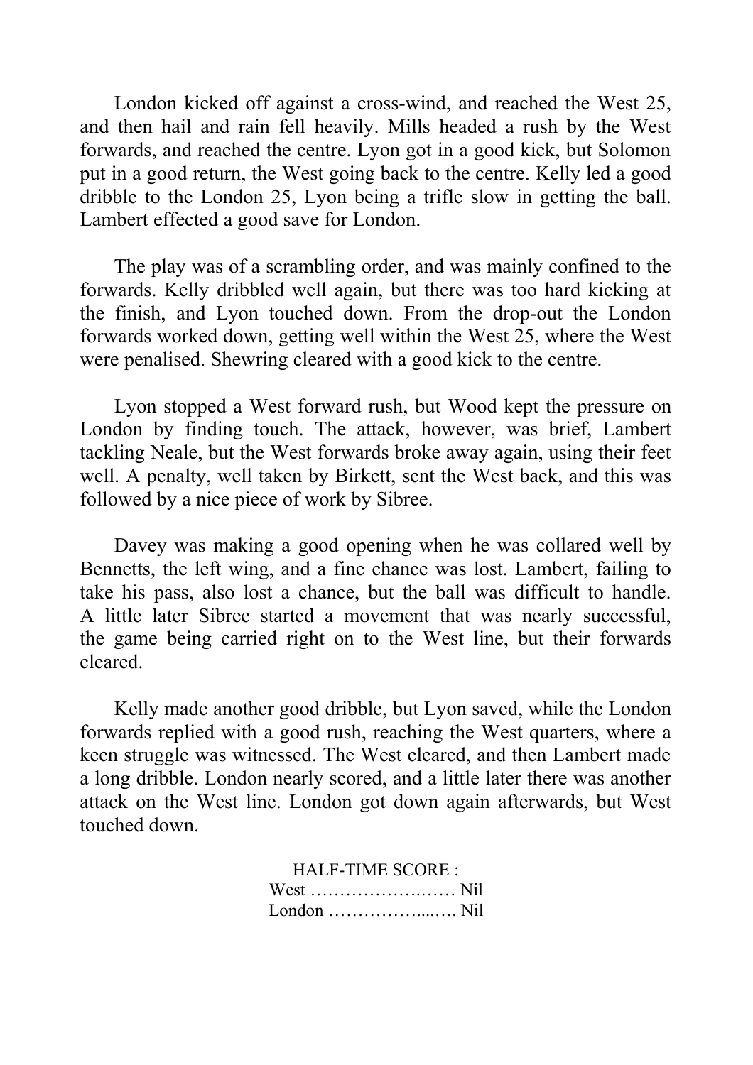London kicked off against a cross-wind, and reached the West 25, and then hail and rain fell heavily. Mills headed a rush by the West forwards, and reached the centre. Lyon got in a good kick, but Solomon put in a good return, the West going back to the centre. Kelly led a good dribble to the London 25, Lyon being a trifle slow in getting the ball. Lambert effected a good save for London.

The play was of a scrambling order, and was mainly confined to the forwards. Kelly dribbled well again, but there was too hard kicking at the finish, and Lyon touched down. From the drop-out the London forwards worked down, getting well within the West 25, where the West were penalised. Shewring cleared with a good kick to the centre.

Lyon stopped a West forward rush, but Wood kept the pressure on London by finding touch. The attack, however, was brief, Lambert tackling Neale, but the West forwards broke away again, using their feet well. A penalty, well taken by Birkett, sent the West back, and this was followed by a nice piece of work by Sibree.

Davey was making a good opening when he was collared well by Bennetts, the left wing, and a fine chance was lost. Lambert, failing to take his pass, also lost a chance, but the ball was difficult to handle. A little later Sibree started a movement that was nearly successful, the game being carried right on to the West line, but their forwards cleared.

Kelly made another good dribble, but Lyon saved, while the London forwards replied with a good rush, reaching the West quarters, where a keen struggle was witnessed. The West cleared, and then Lambert made a long dribble. London nearly scored, and a little later there was another attack on the West line. London got down again afterwards, but West touched down.

HALF-TIME SCORE :
West ………………….…… Nil
London ……………....…. Nil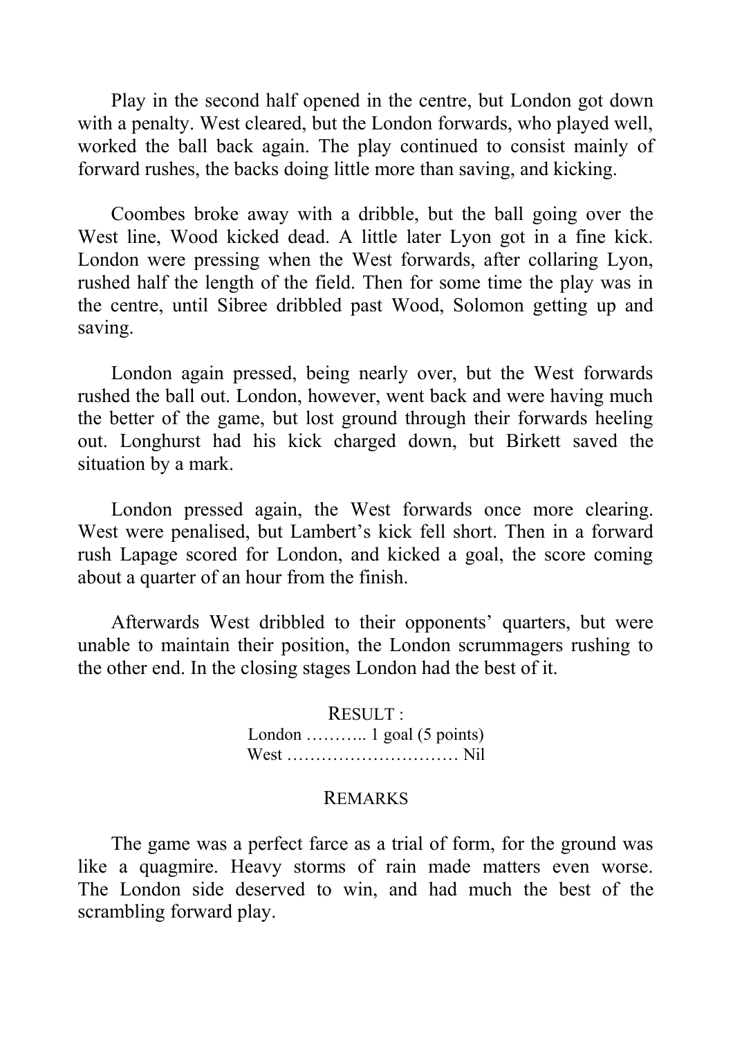Play in the second half opened in the centre, but London got down with a penalty. West cleared, but the London forwards, who played well, worked the ball back again. The play continued to consist mainly of forward rushes, the backs doing little more than saving, and kicking.

Coombes broke away with a dribble, but the ball going over the West line, Wood kicked dead. A little later Lyon got in a fine kick. London were pressing when the West forwards, after collaring Lyon, rushed half the length of the field. Then for some time the play was in the centre, until Sibree dribbled past Wood, Solomon getting up and saving.

London again pressed, being nearly over, but the West forwards rushed the ball out. London, however, went back and were having much the better of the game, but lost ground through their forwards heeling out. Longhurst had his kick charged down, but Birkett saved the situation by a mark.

London pressed again, the West forwards once more clearing. West were penalised, but Lambert's kick fell short. Then in a forward rush Lapage scored for London, and kicked a goal, the score coming about a quarter of an hour from the finish.

Afterwards West dribbled to their opponents' quarters, but were unable to maintain their position, the London scrummagers rushing to the other end. In the closing stages London had the best of it.

### RESULT :

London ……….. 1 goal (5 points)
West ………………………… Nil

### REMARKS

The game was a perfect farce as a trial of form, for the ground was like a quagmire. Heavy storms of rain made matters even worse. The London side deserved to win, and had much the best of the scrambling forward play.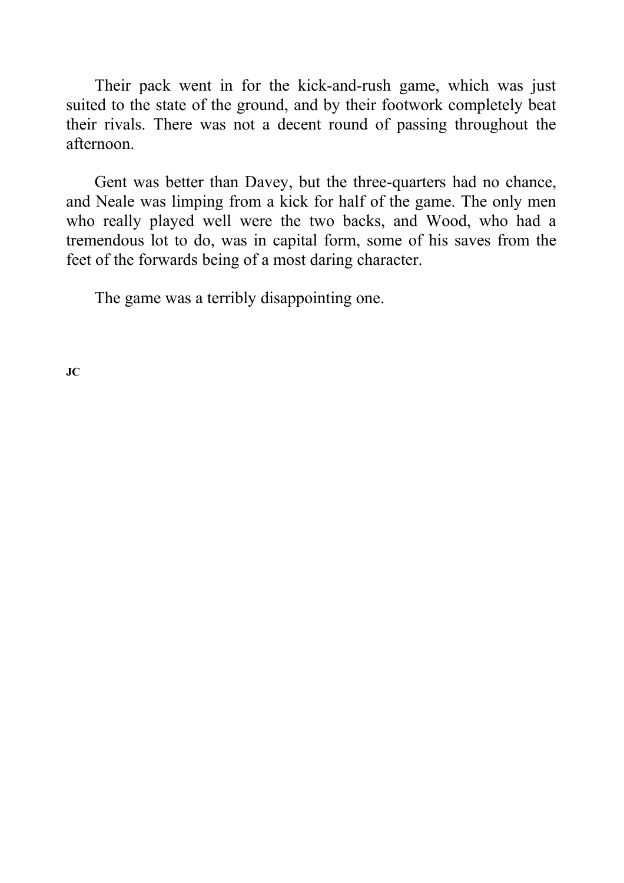Their pack went in for the kick-and-rush game, which was just suited to the state of the ground, and by their footwork completely beat their rivals. There was not a decent round of passing throughout the afternoon.

Gent was better than Davey, but the three-quarters had no chance, and Neale was limping from a kick for half of the game. The only men who really played well were the two backs, and Wood, who had a tremendous lot to do, was in capital form, some of his saves from the feet of the forwards being of a most daring character.

The game was a terribly disappointing one.

**JC**